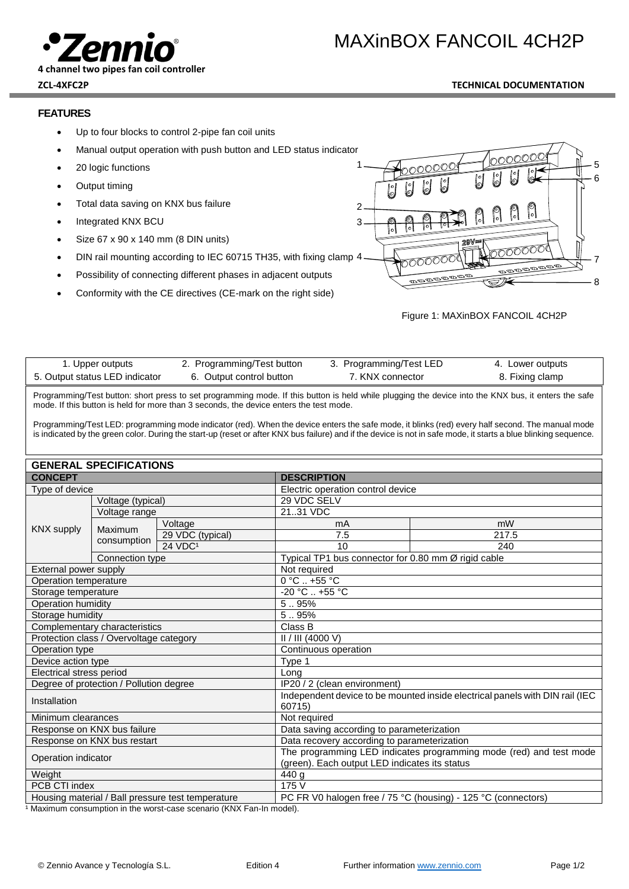# MAXinBOX FANCOIL 4CH2P

**4 channel two pipes fan coil controller**

**ZCL-4XFC2P** **TECHNICAL DOCUMENTATION**

## FEATURES

- Up to four blocks to control 2-pipe fan coil units
- Manual output operation with push button and LED status indicator
- 20 logic functions
- Output timing
- Total data saving on KNX bus failure
- Integrated KNX BCU
- Size 67 x 90 x 140 mm (8 DIN units)
- DIN rail mounting according to IEC 60715 TH35, with fixing clamp
- Possibility of connecting different phases in adjacent outputs
- Conformity with the CE directives (CE-mark on the right side)

Figure 1: MAXinBOX FANCOIL 4CH2P

| 1. Upper outputs | 2. Programming/Test button | 3. Programming/Test LED | 4. Lower outputs |
|---|---|---|---|
| 5. Output status LED indicator | 6. Output control button | 7. KNX connector | 8. Fixing clamp |

Programming/Test button: short press to set programming mode. If this button is held while plugging the device into the KNX bus, it enters the safe mode. If this button is held for more than 3 seconds, the device enters the test mode.

Programming/Test LED: programming mode indicator (red). When the device enters the safe mode, it blinks (red) every half second. The manual mode is indicated by the green color. During the start-up (reset or after KNX bus failure) and if the device is not in safe mode, it starts a blue blinking sequence.

## GENERAL SPECIFICATIONS

| CONCEPT | | | DESCRIPTION | |
|---|---|---|---|---|
| Type of device | | | Electric operation control device | |
| KNX supply | Voltage (typical) | | 29 VDC SELV | |
| | Voltage range | | 21..31 VDC | |
| | Maximum consumption | Voltage | mA | mW |
| | | 29 VDC (typical) | 7.5 | 217.5 |
| | | 24 VDC[1] | 10 | 240 |
| | Connection type | | Typical TP1 bus connector for 0.80 mm Ø rigid cable | |
| External power supply | | | Not required | |
| Operation temperature | | | 0 °C .. +55 °C | |
| Storage temperature | | | -20 °C .. +55 °C | |
| Operation humidity | | | 5 .. 95% | |
| Storage humidity | | | 5 .. 95% | |
| Complementary characteristics | | | Class B | |
| Protection class / Overvoltage category | | | II / III (4000 V) | |
| Operation type | | | Continuous operation | |
| Device action type | | | Type 1 | |
| Electrical stress period | | | Long | |
| Degree of protection / Pollution degree | | | IP20 / 2 (clean environment) | |
| Installation | | | Independent device to be mounted inside electrical panels with DIN rail (IEC 60715) | |
| Minimum clearances | | | Not required | |
| Response on KNX bus failure | | | Data saving according to parameterization | |
| Response on KNX bus restart | | | Data recovery according to parameterization | |
| Operation indicator | | | The programming LED indicates programming mode (red) and test mode (green). Each output LED indicates its status | |
| Weight | | | 440 g | |
| PCB CTI index | | | 175 V | |
| Housing material / Ball pressure test temperature | | | PC FR V0 halogen free / 75 °C (housing) - 125 °C (connectors) | |

[1] Maximum consumption in the worst-case scenario (KNX Fan-In model).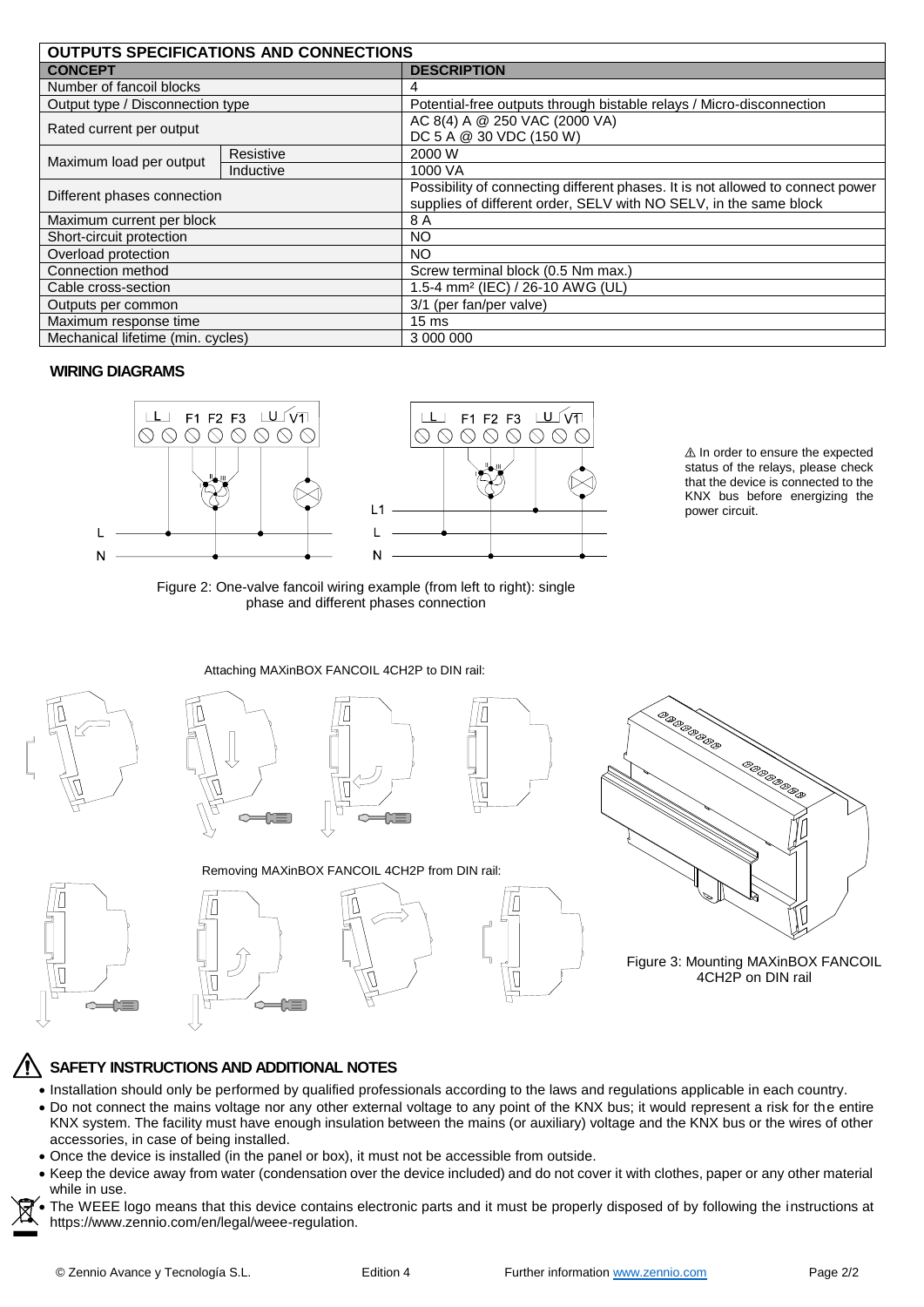| OUTPUTS SPECIFICATIONS AND CONNECTIONS | | |
|---|---|---|
| **CONCEPT** | | **DESCRIPTION** |
| Number of fancoil blocks | | 4 |
| Output type / Disconnection type | | Potential-free outputs through bistable relays / Micro-disconnection |
| Rated current per output | | AC 8(4) A @ 250 VAC (2000 VA)<br>DC 5 A @ 30 VDC (150 W) |
| Maximum load per output | Resistive | 2000 W |
| | Inductive | 1000 VA |
| Different phases connection | | Possibility of connecting different phases. It is not allowed to connect power supplies of different order, SELV with NO SELV, in the same block |
| Maximum current per block | | 8 A |
| Short-circuit protection | | NO |
| Overload protection | | NO |
| Connection method | | Screw terminal block (0.5 Nm max.) |
| Cable cross-section | | 1.5-4 mm² (IEC) / 26-10 AWG (UL) |
| Outputs per common | | 3/1 (per fan/per valve) |
| Maximum response time | | 15 ms |
| Mechanical lifetime (min. cycles) | | 3 000 000 |

**WIRING DIAGRAMS**

Figure 2: One-valve fancoil wiring example (from left to right): single phase and different phases connection

⚠ In order to ensure the expected status of the relays, please check that the device is connected to the KNX bus before energizing the power circuit.

Attaching MAXinBOX FANCOIL 4CH2P to DIN rail:

Removing MAXinBOX FANCOIL 4CH2P from DIN rail:

Figure 3: Mounting MAXinBOX FANCOIL 4CH2P on DIN rail

## SAFETY INSTRUCTIONS AND ADDITIONAL NOTES

- Installation should only be performed by qualified professionals according to the laws and regulations applicable in each country.
- Do not connect the mains voltage nor any other external voltage to any point of the KNX bus; it would represent a risk for the entire KNX system. The facility must have enough insulation between the mains (or auxiliary) voltage and the KNX bus or the wires of other accessories, in case of being installed.
- Once the device is installed (in the panel or box), it must not be accessible from outside.
- Keep the device away from water (condensation over the device included) and do not cover it with clothes, paper or any other material while in use.
- The WEEE logo means that this device contains electronic parts and it must be properly disposed of by following the instructions at https://www.zennio.com/en/legal/weee-regulation.

© Zennio Avance y Tecnología S.L. Edition 4 Further information www.zennio.com